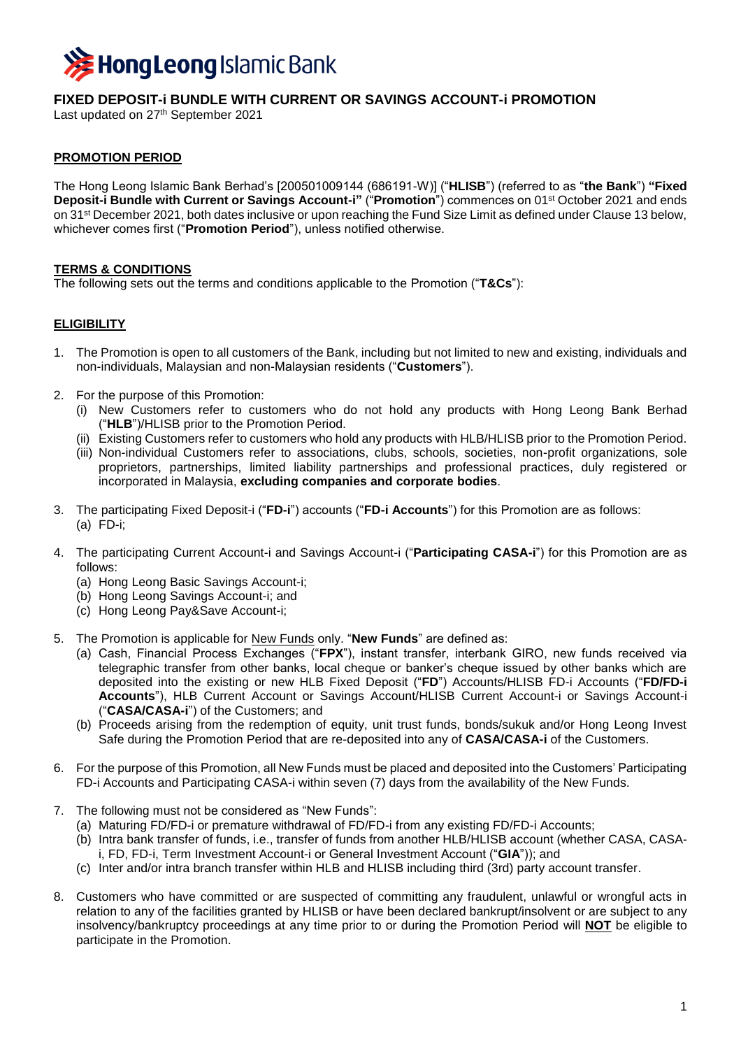# FIXED DEPOSIT-i BUNDLE WITH CURRENT OR SAVINGS ACCOUNT-i PROMOTION

Last updated on 27th September 2021

## PROMOTION PERIOD

The Hong Leong Islamic Bank Berhad's [200501009144 (686191-W)] ("**HLISB**") (referred to as "**the Bank**") **"Fixed Deposit-i Bundle with Current or Savings Account-i"** ("**Promotion**") commences on 01st October 2021 and ends on 31st December 2021, both dates inclusive or upon reaching the Fund Size Limit as defined under Clause 13 below, whichever comes first ("**Promotion Period**"), unless notified otherwise.

## TERMS & CONDITIONS

The following sets out the terms and conditions applicable to the Promotion ("**T&Cs**"):

## ELIGIBILITY

1. The Promotion is open to all customers of the Bank, including but not limited to new and existing, individuals and non-individuals, Malaysian and non-Malaysian residents ("**Customers**").

2. For the purpose of this Promotion:
   (i) New Customers refer to customers who do not hold any products with Hong Leong Bank Berhad ("**HLB**")/HLISB prior to the Promotion Period.
   (ii) Existing Customers refer to customers who hold any products with HLB/HLISB prior to the Promotion Period.
   (iii) Non-individual Customers refer to associations, clubs, schools, societies, non-profit organizations, sole proprietors, partnerships, limited liability partnerships and professional practices, duly registered or incorporated in Malaysia, **excluding companies and corporate bodies**.

3. The participating Fixed Deposit-i ("**FD-i**") accounts ("**FD-i Accounts**") for this Promotion are as follows:
   (a) FD-i;

4. The participating Current Account-i and Savings Account-i ("**Participating CASA-i**") for this Promotion are as follows:
   (a) Hong Leong Basic Savings Account-i;
   (b) Hong Leong Savings Account-i; and
   (c) Hong Leong Pay&Save Account-i;

5. The Promotion is applicable for New Funds only. "**New Funds**" are defined as:
   (a) Cash, Financial Process Exchanges ("**FPX**"), instant transfer, interbank GIRO, new funds received via telegraphic transfer from other banks, local cheque or banker's cheque issued by other banks which are deposited into the existing or new HLB Fixed Deposit ("**FD**") Accounts/HLISB FD-i Accounts ("**FD/FD-i Accounts**"), HLB Current Account or Savings Account/HLISB Current Account-i or Savings Account-i ("**CASA/CASA-i**") of the Customers; and
   (b) Proceeds arising from the redemption of equity, unit trust funds, bonds/sukuk and/or Hong Leong Invest Safe during the Promotion Period that are re-deposited into any of **CASA/CASA-i** of the Customers.

6. For the purpose of this Promotion, all New Funds must be placed and deposited into the Customers' Participating FD-i Accounts and Participating CASA-i within seven (7) days from the availability of the New Funds.

7. The following must not be considered as "New Funds":
   (a) Maturing FD/FD-i or premature withdrawal of FD/FD-i from any existing FD/FD-i Accounts;
   (b) Intra bank transfer of funds, i.e., transfer of funds from another HLB/HLISB account (whether CASA, CASA-i, FD, FD-i, Term Investment Account-i or General Investment Account ("**GIA**")); and
   (c) Inter and/or intra branch transfer within HLB and HLISB including third (3rd) party account transfer.

8. Customers who have committed or are suspected of committing any fraudulent, unlawful or wrongful acts in relation to any of the facilities granted by HLISB or have been declared bankrupt/insolvent or are subject to any insolvency/bankruptcy proceedings at any time prior to or during the Promotion Period will **NOT** be eligible to participate in the Promotion.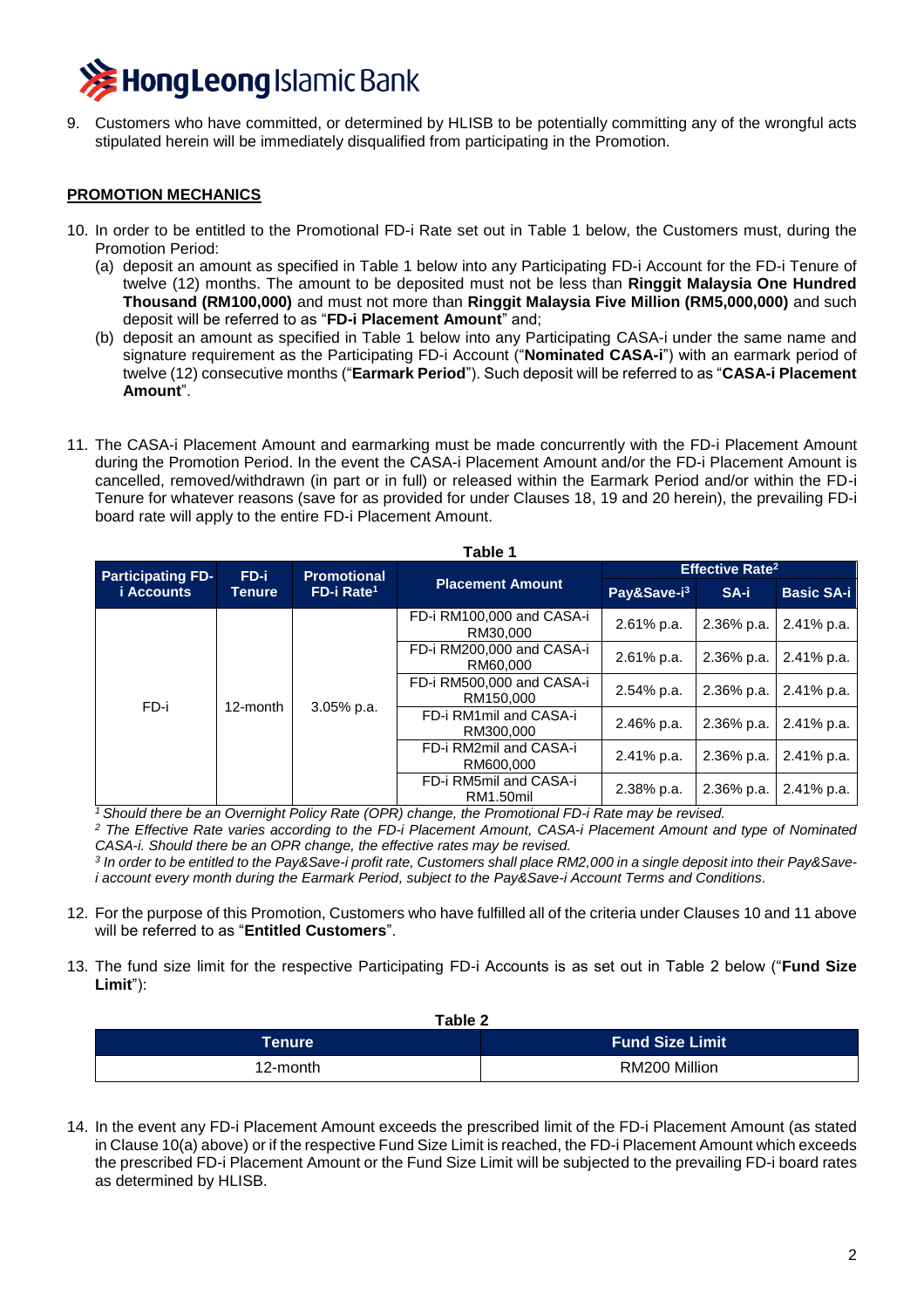9. Customers who have committed, or determined by HLISB to be potentially committing any of the wrongful acts stipulated herein will be immediately disqualified from participating in the Promotion.

## PROMOTION MECHANICS

10. In order to be entitled to the Promotional FD-i Rate set out in Table 1 below, the Customers must, during the Promotion Period:
    (a) deposit an amount as specified in Table 1 below into any Participating FD-i Account for the FD-i Tenure of twelve (12) months. The amount to be deposited must not be less than **Ringgit Malaysia One Hundred Thousand (RM100,000)** and must not more than **Ringgit Malaysia Five Million (RM5,000,000)** and such deposit will be referred to as "**FD-i Placement Amount**" and;
    (b) deposit an amount as specified in Table 1 below into any Participating CASA-i under the same name and signature requirement as the Participating FD-i Account ("**Nominated CASA-i**") with an earmark period of twelve (12) consecutive months ("**Earmark Period**"). Such deposit will be referred to as "**CASA-i Placement Amount**".

11. The CASA-i Placement Amount and earmarking must be made concurrently with the FD-i Placement Amount during the Promotion Period. In the event the CASA-i Placement Amount and/or the FD-i Placement Amount is cancelled, removed/withdrawn (in part or in full) or released within the Earmark Period and/or within the FD-i Tenure for whatever reasons (save for as provided for under Clauses 18, 19 and 20 herein), the prevailing FD-i board rate will apply to the entire FD-i Placement Amount.

**Table 1**

| Participating FD-i Accounts | FD-i Tenure | Promotional FD-i Rate[1] | Placement Amount | Effective Rate[2] | | |
|---|---|---|---|---|---|---|
| | | | | Pay&Save-i[3] | SA-i | Basic SA-i |
| FD-i | 12-month | 3.05% p.a. | FD-i RM100,000 and CASA-i RM30,000 | 2.61% p.a. | 2.36% p.a. | 2.41% p.a. |
| | | | FD-i RM200,000 and CASA-i RM60,000 | 2.61% p.a. | 2.36% p.a. | 2.41% p.a. |
| | | | FD-i RM500,000 and CASA-i RM150,000 | 2.54% p.a. | 2.36% p.a. | 2.41% p.a. |
| | | | FD-i RM1mil and CASA-i RM300,000 | 2.46% p.a. | 2.36% p.a. | 2.41% p.a. |
| | | | FD-i RM2mil and CASA-i RM600,000 | 2.41% p.a. | 2.36% p.a. | 2.41% p.a. |
| | | | FD-i RM5mil and CASA-i RM1.50mil | 2.38% p.a. | 2.36% p.a. | 2.41% p.a. |

*[1] Should there be an Overnight Policy Rate (OPR) change, the Promotional FD-i Rate may be revised.*
*[2] The Effective Rate varies according to the FD-i Placement Amount, CASA-i Placement Amount and type of Nominated CASA-i. Should there be an OPR change, the effective rates may be revised.*
*[3] In order to be entitled to the Pay&Save-i profit rate, Customers shall place RM2,000 in a single deposit into their Pay&Save-i account every month during the Earmark Period, subject to the Pay&Save-i Account Terms and Conditions.*

12. For the purpose of this Promotion, Customers who have fulfilled all of the criteria under Clauses 10 and 11 above will be referred to as "**Entitled Customers**".

13. The fund size limit for the respective Participating FD-i Accounts is as set out in Table 2 below ("**Fund Size Limit**"):

**Table 2**

| Tenure | Fund Size Limit |
|---|---|
| 12-month | RM200 Million |

14. In the event any FD-i Placement Amount exceeds the prescribed limit of the FD-i Placement Amount (as stated in Clause 10(a) above) or if the respective Fund Size Limit is reached, the FD-i Placement Amount which exceeds the prescribed FD-i Placement Amount or the Fund Size Limit will be subjected to the prevailing FD-i board rates as determined by HLISB.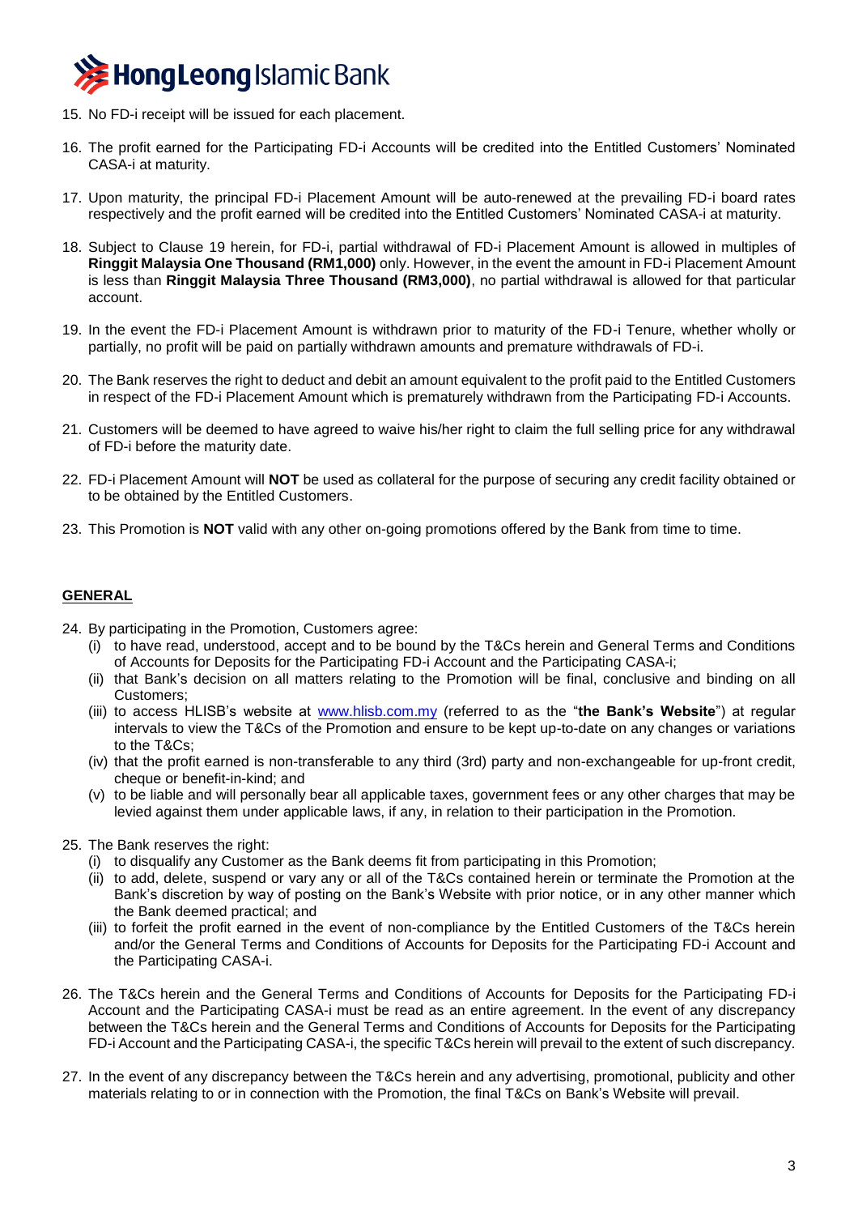15. No FD-i receipt will be issued for each placement.

16. The profit earned for the Participating FD-i Accounts will be credited into the Entitled Customers' Nominated CASA-i at maturity.

17. Upon maturity, the principal FD-i Placement Amount will be auto-renewed at the prevailing FD-i board rates respectively and the profit earned will be credited into the Entitled Customers' Nominated CASA-i at maturity.

18. Subject to Clause 19 herein, for FD-i, partial withdrawal of FD-i Placement Amount is allowed in multiples of **Ringgit Malaysia One Thousand (RM1,000)** only. However, in the event the amount in FD-i Placement Amount is less than **Ringgit Malaysia Three Thousand (RM3,000)**, no partial withdrawal is allowed for that particular account.

19. In the event the FD-i Placement Amount is withdrawn prior to maturity of the FD-i Tenure, whether wholly or partially, no profit will be paid on partially withdrawn amounts and premature withdrawals of FD-i.

20. The Bank reserves the right to deduct and debit an amount equivalent to the profit paid to the Entitled Customers in respect of the FD-i Placement Amount which is prematurely withdrawn from the Participating FD-i Accounts.

21. Customers will be deemed to have agreed to waive his/her right to claim the full selling price for any withdrawal of FD-i before the maturity date.

22. FD-i Placement Amount will **NOT** be used as collateral for the purpose of securing any credit facility obtained or to be obtained by the Entitled Customers.

23. This Promotion is **NOT** valid with any other on-going promotions offered by the Bank from time to time.

## GENERAL

24. By participating in the Promotion, Customers agree:
    (i) to have read, understood, accept and to be bound by the T&Cs herein and General Terms and Conditions of Accounts for Deposits for the Participating FD-i Account and the Participating CASA-i;
    (ii) that Bank's decision on all matters relating to the Promotion will be final, conclusive and binding on all Customers;
    (iii) to access HLISB's website at www.hlisb.com.my (referred to as the "**the Bank's Website**") at regular intervals to view the T&Cs of the Promotion and ensure to be kept up-to-date on any changes or variations to the T&Cs;
    (iv) that the profit earned is non-transferable to any third (3rd) party and non-exchangeable for up-front credit, cheque or benefit-in-kind; and
    (v) to be liable and will personally bear all applicable taxes, government fees or any other charges that may be levied against them under applicable laws, if any, in relation to their participation in the Promotion.

25. The Bank reserves the right:
    (i) to disqualify any Customer as the Bank deems fit from participating in this Promotion;
    (ii) to add, delete, suspend or vary any or all of the T&Cs contained herein or terminate the Promotion at the Bank's discretion by way of posting on the Bank's Website with prior notice, or in any other manner which the Bank deemed practical; and
    (iii) to forfeit the profit earned in the event of non-compliance by the Entitled Customers of the T&Cs herein and/or the General Terms and Conditions of Accounts for Deposits for the Participating FD-i Account and the Participating CASA-i.

26. The T&Cs herein and the General Terms and Conditions of Accounts for Deposits for the Participating FD-i Account and the Participating CASA-i must be read as an entire agreement. In the event of any discrepancy between the T&Cs herein and the General Terms and Conditions of Accounts for Deposits for the Participating FD-i Account and the Participating CASA-i, the specific T&Cs herein will prevail to the extent of such discrepancy.

27. In the event of any discrepancy between the T&Cs herein and any advertising, promotional, publicity and other materials relating to or in connection with the Promotion, the final T&Cs on Bank's Website will prevail.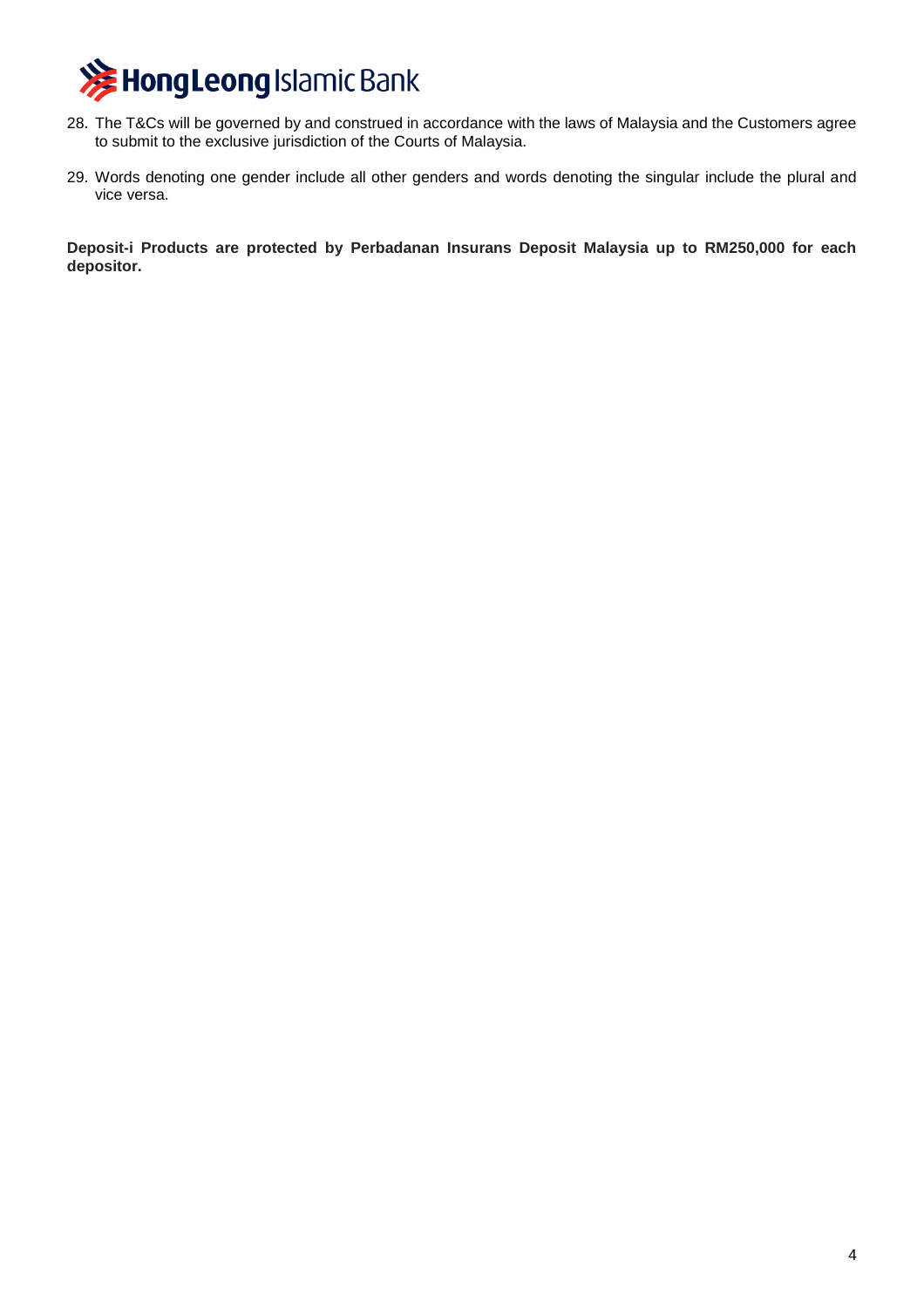28. The T&Cs will be governed by and construed in accordance with the laws of Malaysia and the Customers agree to submit to the exclusive jurisdiction of the Courts of Malaysia.

29. Words denoting one gender include all other genders and words denoting the singular include the plural and vice versa.

**Deposit-i Products are protected by Perbadanan Insurans Deposit Malaysia up to RM250,000 for each depositor.**